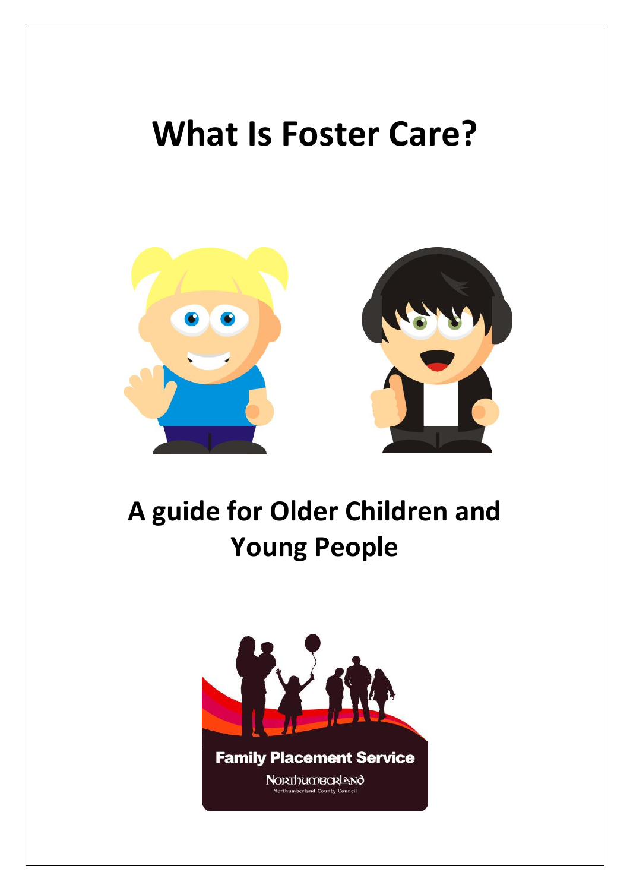# What Is Foster Care?

## A guide for Older Children and Young People

Family Placement Service

Northumberland

Northumberland County Council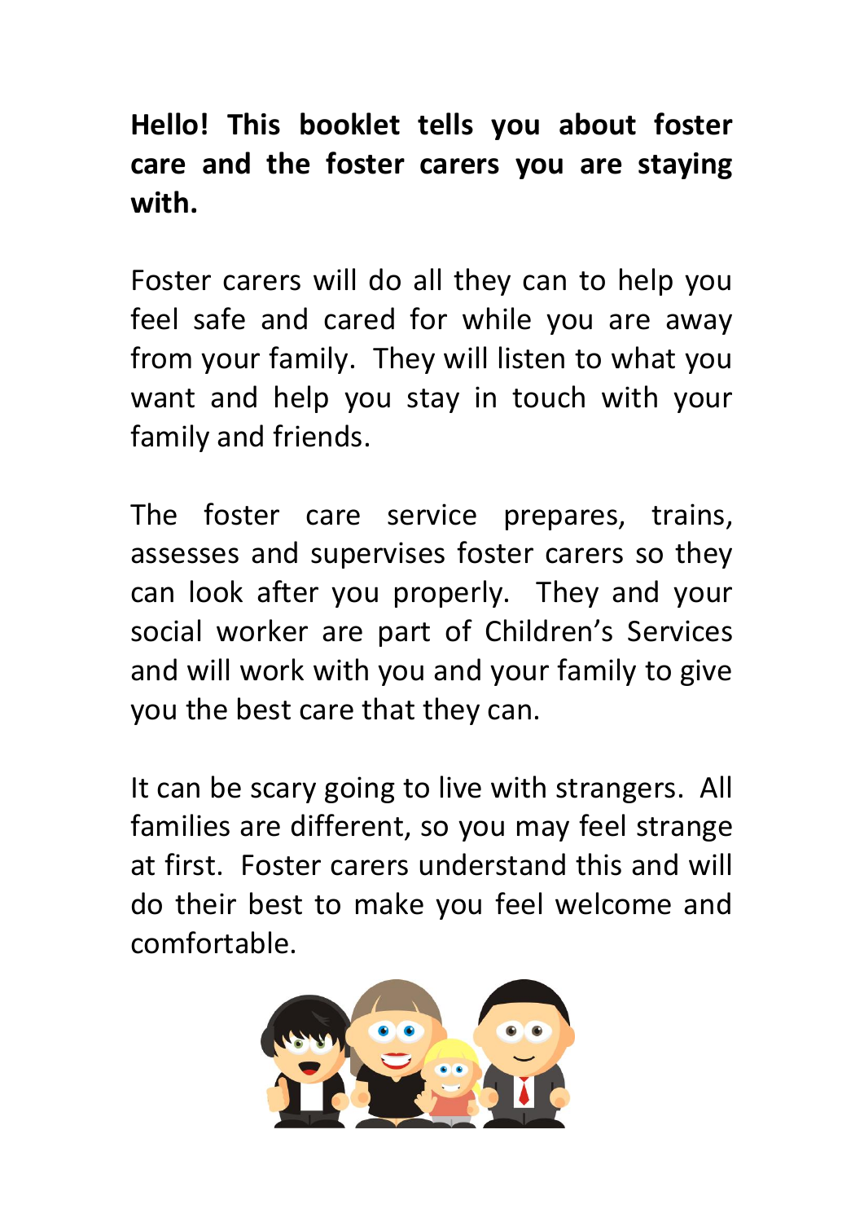**Hello! This booklet tells you about foster care and the foster carers you are staying with.**

Foster carers will do all they can to help you feel safe and cared for while you are away from your family. They will listen to what you want and help you stay in touch with your family and friends.

The foster care service prepares, trains, assesses and supervises foster carers so they can look after you properly. They and your social worker are part of Children's Services and will work with you and your family to give you the best care that they can.

It can be scary going to live with strangers. All families are different, so you may feel strange at first. Foster carers understand this and will do their best to make you feel welcome and comfortable.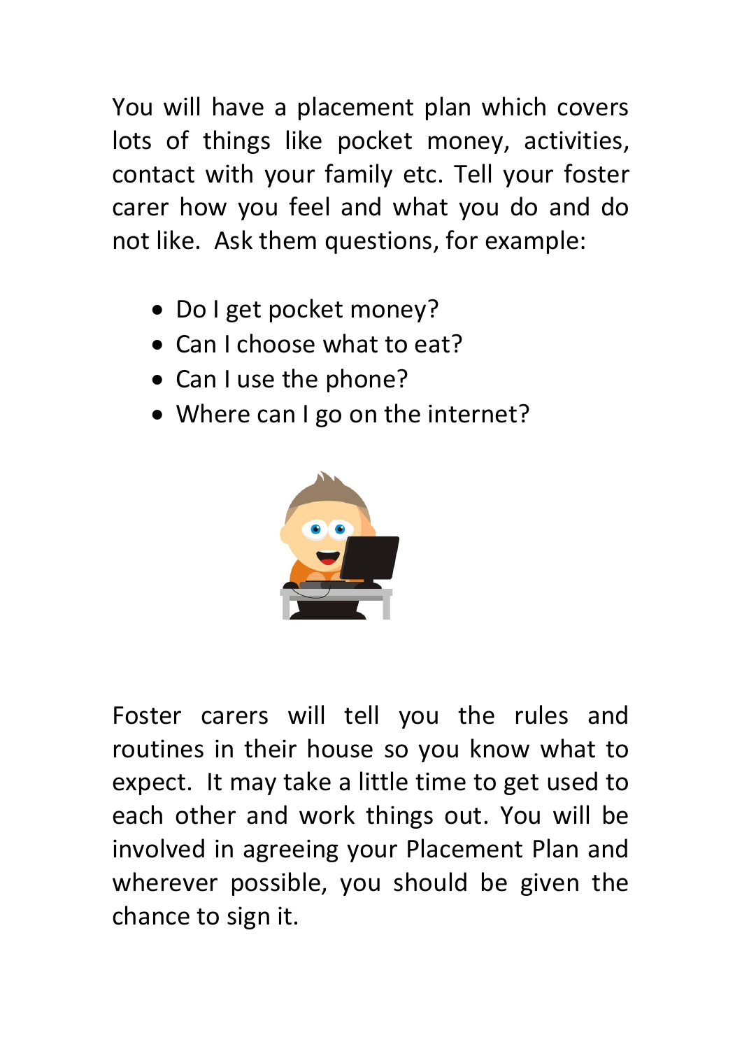You will have a placement plan which covers lots of things like pocket money, activities, contact with your family etc. Tell your foster carer how you feel and what you do and do not like.  Ask them questions, for example:

- Do I get pocket money?
- Can I choose what to eat?
- Can I use the phone?
- Where can I go on the internet?

Foster carers will tell you the rules and routines in their house so you know what to expect.  It may take a little time to get used to each other and work things out. You will be involved in agreeing your Placement Plan and wherever possible, you should be given the chance to sign it.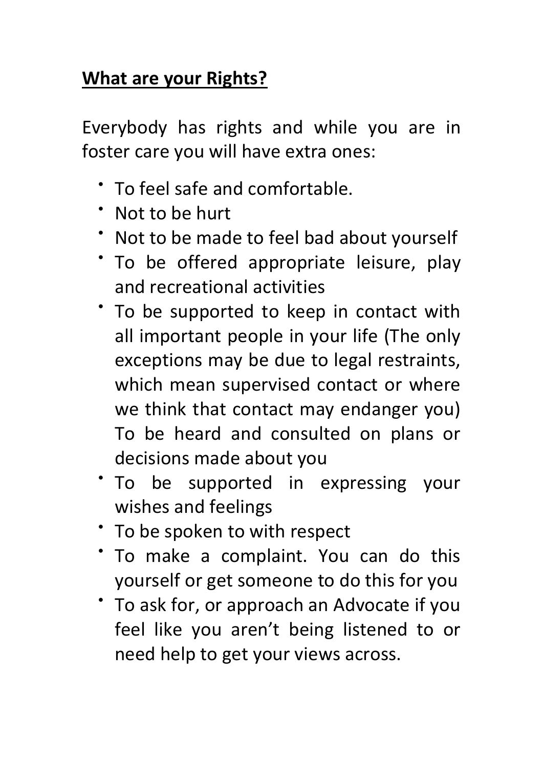## **What are your Rights?**

Everybody has rights and while you are in foster care you will have extra ones:

- To feel safe and comfortable.
- Not to be hurt
- Not to be made to feel bad about yourself
- To be offered appropriate leisure, play and recreational activities
- To be supported to keep in contact with all important people in your life (The only exceptions may be due to legal restraints, which mean supervised contact or where we think that contact may endanger you) To be heard and consulted on plans or decisions made about you
- To be supported in expressing your wishes and feelings
- To be spoken to with respect
- To make a complaint. You can do this yourself or get someone to do this for you
- To ask for, or approach an Advocate if you feel like you aren't being listened to or need help to get your views across.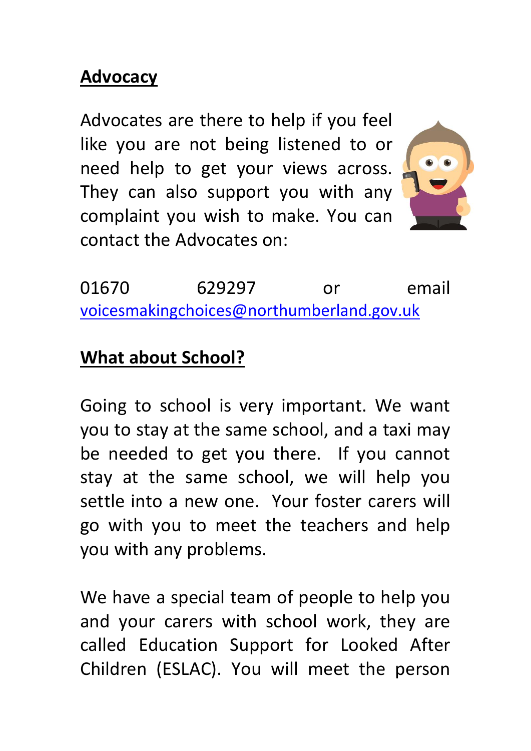## Advocacy

Advocates are there to help if you feel like you are not being listened to or need help to get your views across. They can also support you with any complaint you wish to make. You can contact the Advocates on:

01670 629297 or email voicesmakingchoices@northumberland.gov.uk

## What about School?

Going to school is very important. We want you to stay at the same school, and a taxi may be needed to get you there. If you cannot stay at the same school, we will help you settle into a new one. Your foster carers will go with you to meet the teachers and help you with any problems.

We have a special team of people to help you and your carers with school work, they are called Education Support for Looked After Children (ESLAC). You will meet the person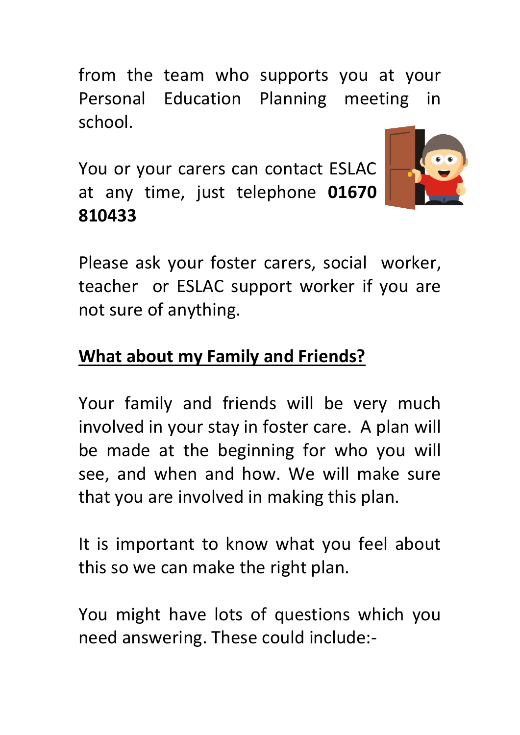from the team who supports you at your Personal Education Planning meeting in school.

You or your carers can contact ESLAC at any time, just telephone **01670 810433**

Please ask your foster carers, social worker, teacher or ESLAC support worker if you are not sure of anything.

## What about my Family and Friends?

Your family and friends will be very much involved in your stay in foster care. A plan will be made at the beginning for who you will see, and when and how. We will make sure that you are involved in making this plan.

It is important to know what you feel about this so we can make the right plan.

You might have lots of questions which you need answering. These could include:-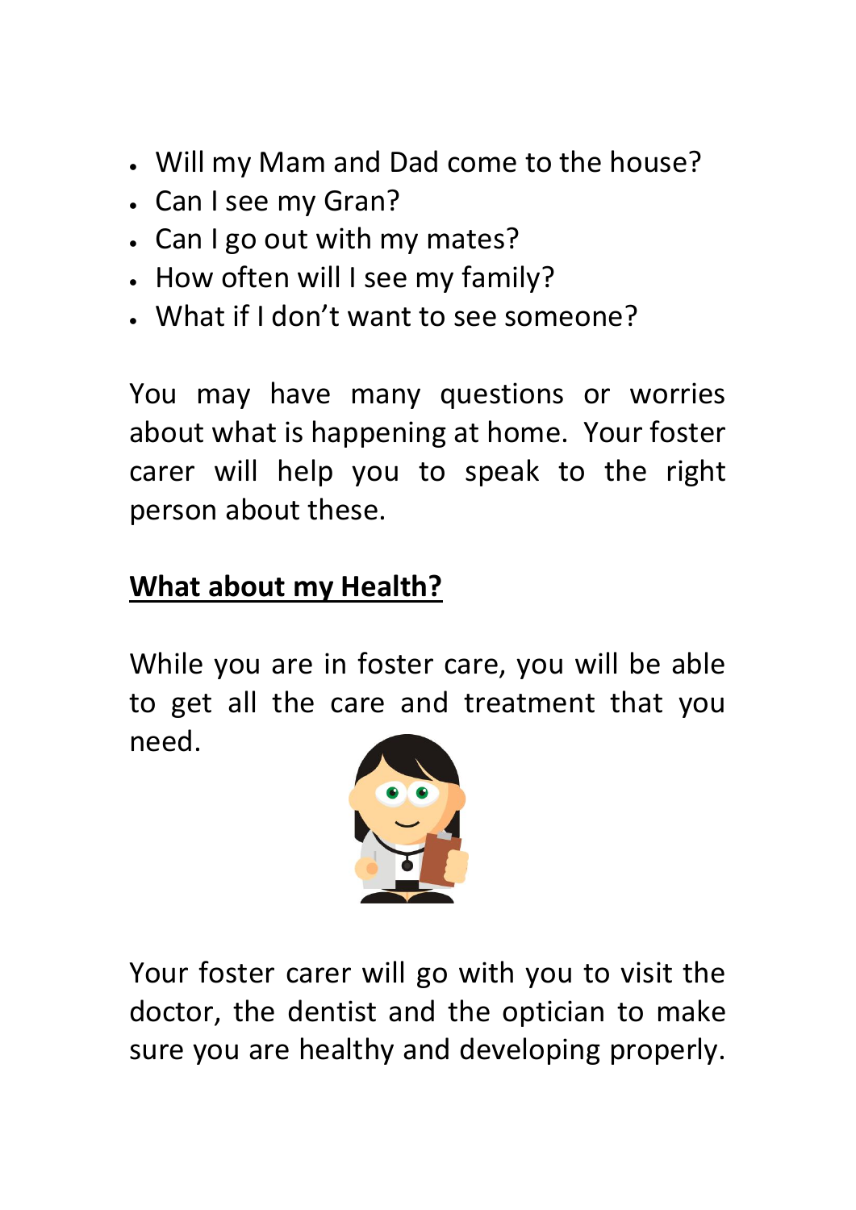- Will my Mam and Dad come to the house?
- Can I see my Gran?
- Can I go out with my mates?
- How often will I see my family?
- What if I don't want to see someone?

You may have many questions or worries about what is happening at home. Your foster carer will help you to speak to the right person about these.

## What about my Health?

While you are in foster care, you will be able to get all the care and treatment that you need.

Your foster carer will go with you to visit the doctor, the dentist and the optician to make sure you are healthy and developing properly.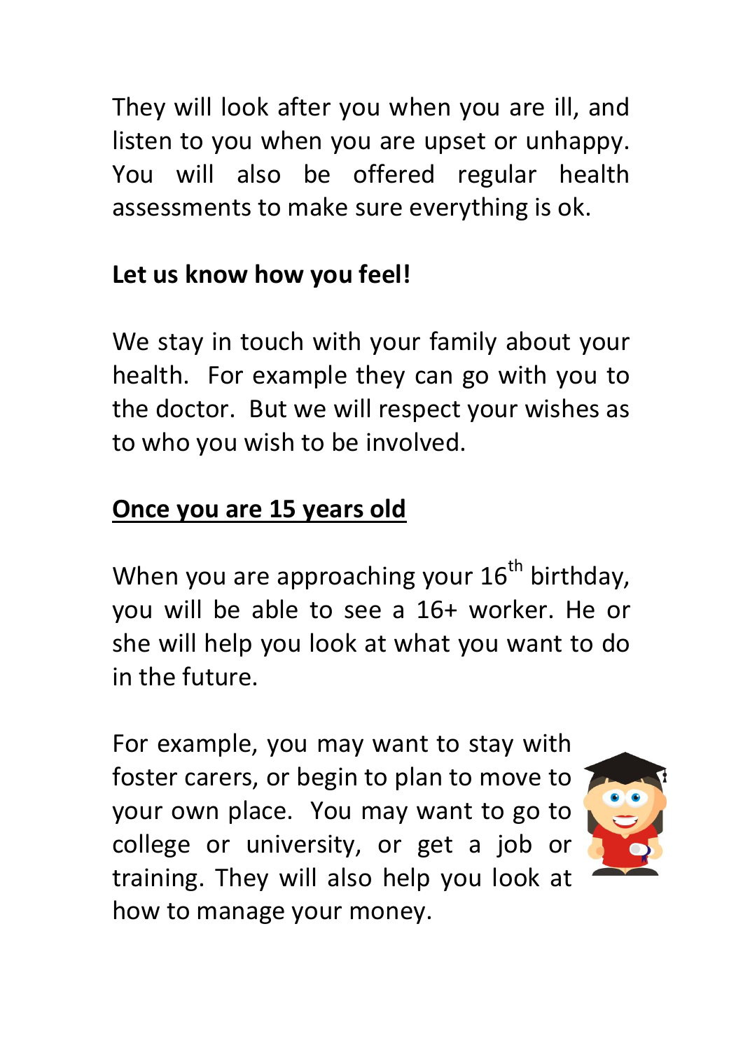They will look after you when you are ill, and listen to you when you are upset or unhappy. You will also be offered regular health assessments to make sure everything is ok.

**Let us know how you feel!**

We stay in touch with your family about your health. For example they can go with you to the doctor. But we will respect your wishes as to who you wish to be involved.

## <u>Once you are 15 years old</u>

When you are approaching your 16th birthday, you will be able to see a 16+ worker. He or she will help you look at what you want to do in the future.

For example, you may want to stay with foster carers, or begin to plan to move to your own place. You may want to go to college or university, or get a job or training. They will also help you look at how to manage your money.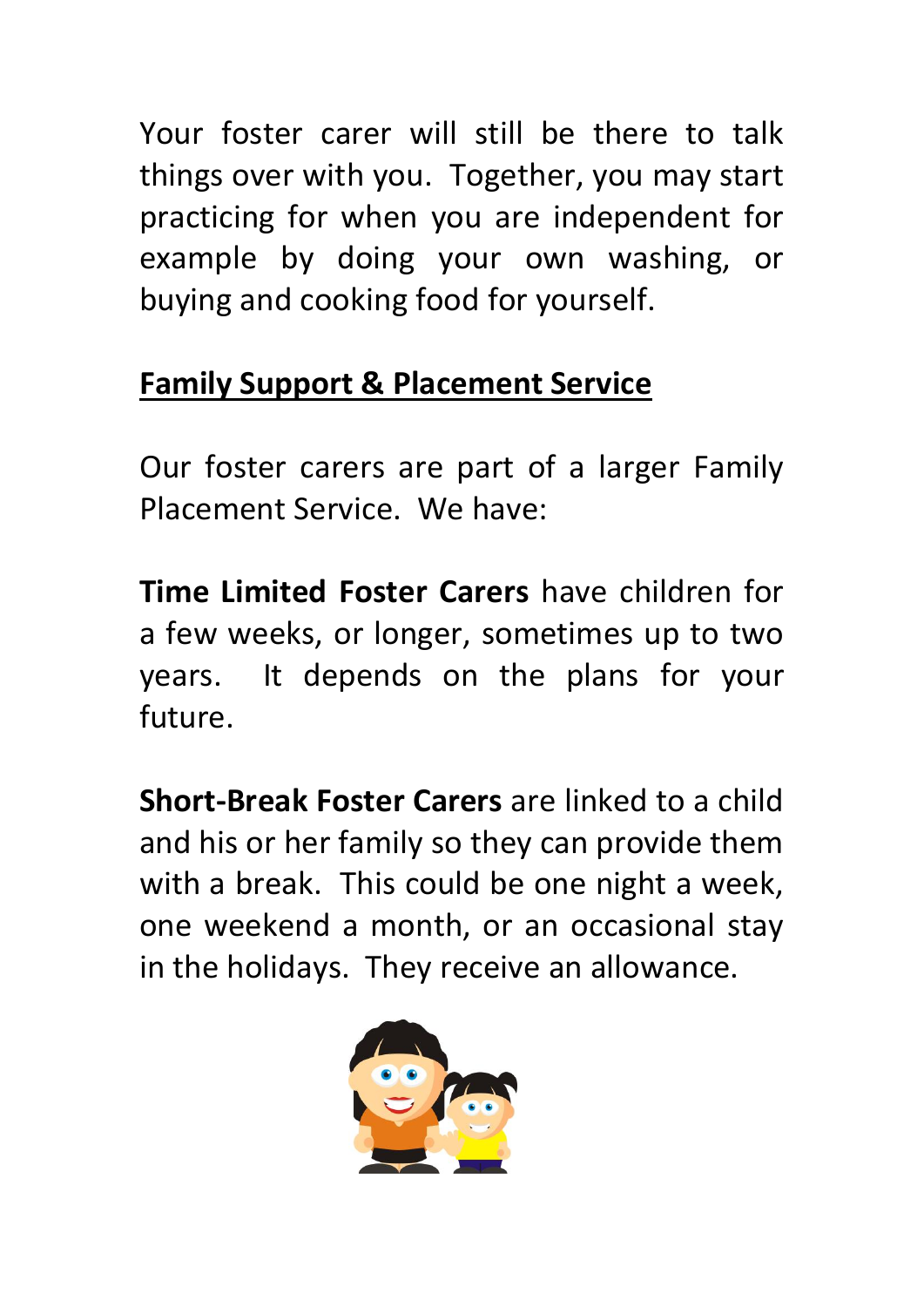Your foster carer will still be there to talk things over with you. Together, you may start practicing for when you are independent for example by doing your own washing, or buying and cooking food for yourself.

## Family Support & Placement Service

Our foster carers are part of a larger Family Placement Service. We have:

**Time Limited Foster Carers** have children for a few weeks, or longer, sometimes up to two years. It depends on the plans for your future.

**Short-Break Foster Carers** are linked to a child and his or her family so they can provide them with a break. This could be one night a week, one weekend a month, or an occasional stay in the holidays. They receive an allowance.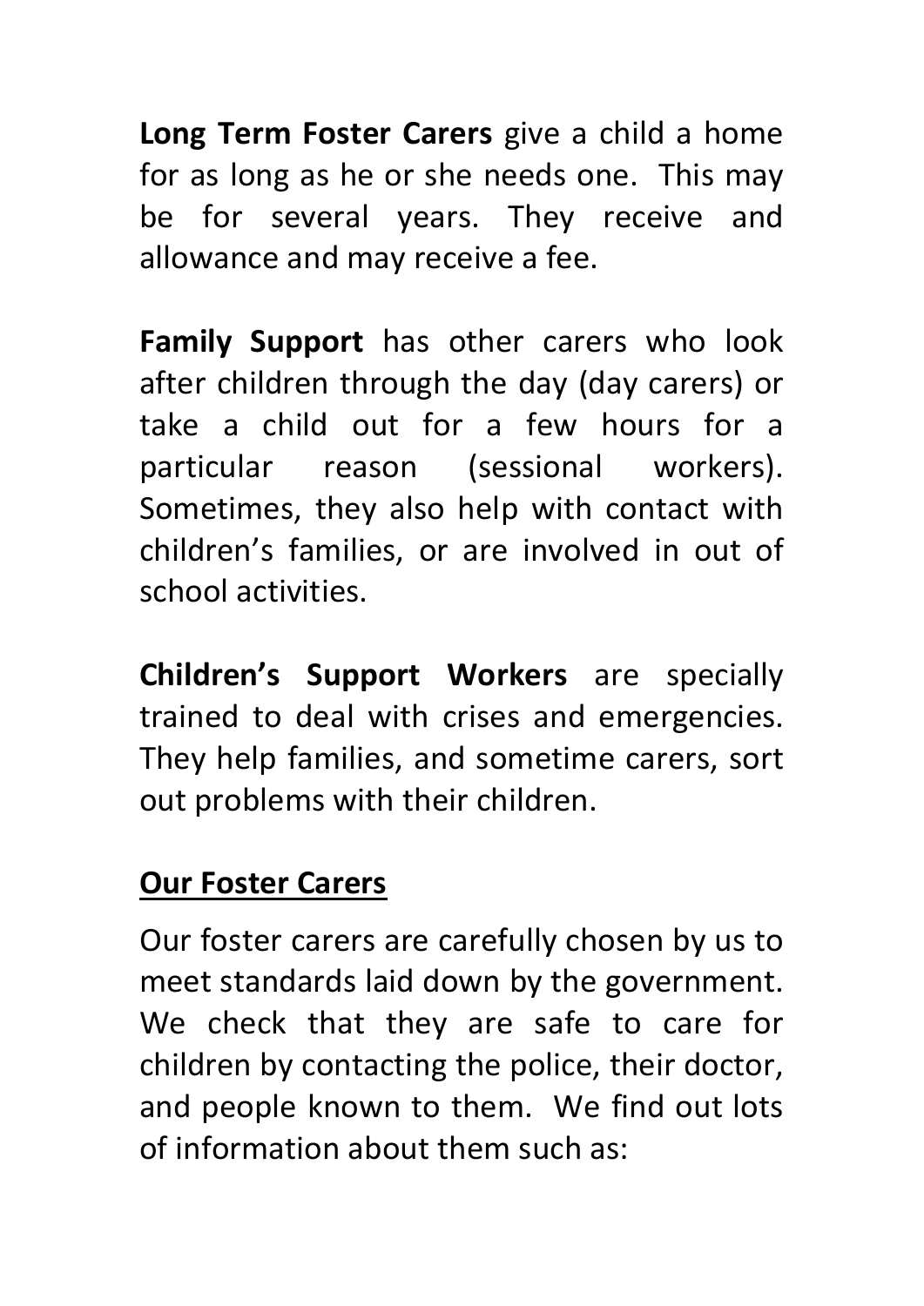**Long Term Foster Carers** give a child a home for as long as he or she needs one. This may be for several years. They receive and allowance and may receive a fee.

**Family Support** has other carers who look after children through the day (day carers) or take a child out for a few hours for a particular reason (sessional workers). Sometimes, they also help with contact with children's families, or are involved in out of school activities.

**Children's Support Workers** are specially trained to deal with crises and emergencies. They help families, and sometime carers, sort out problems with their children.

## Our Foster Carers

Our foster carers are carefully chosen by us to meet standards laid down by the government. We check that they are safe to care for children by contacting the police, their doctor, and people known to them. We find out lots of information about them such as: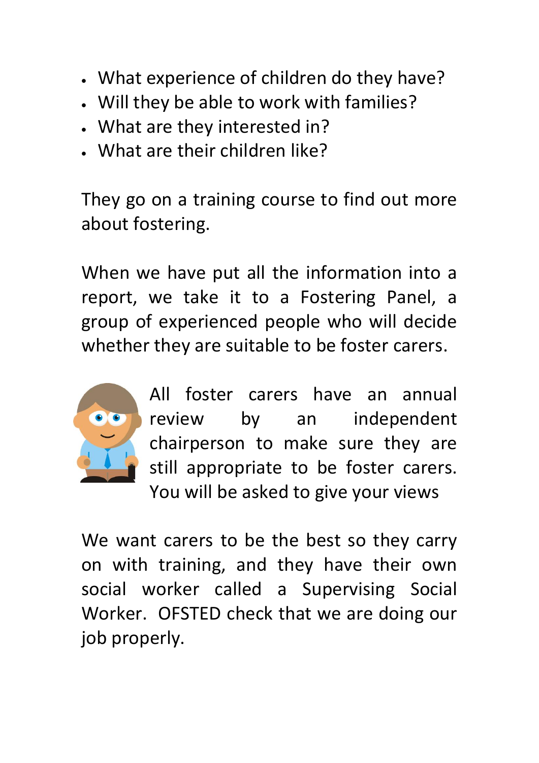- What experience of children do they have?
- Will they be able to work with families?
- What are they interested in?
- What are their children like?

They go on a training course to find out more about fostering.

When we have put all the information into a report, we take it to a Fostering Panel, a group of experienced people who will decide whether they are suitable to be foster carers.

All foster carers have an annual review by an independent chairperson to make sure they are still appropriate to be foster carers. You will be asked to give your views

We want carers to be the best so they carry on with training, and they have their own social worker called a Supervising Social Worker. OFSTED check that we are doing our job properly.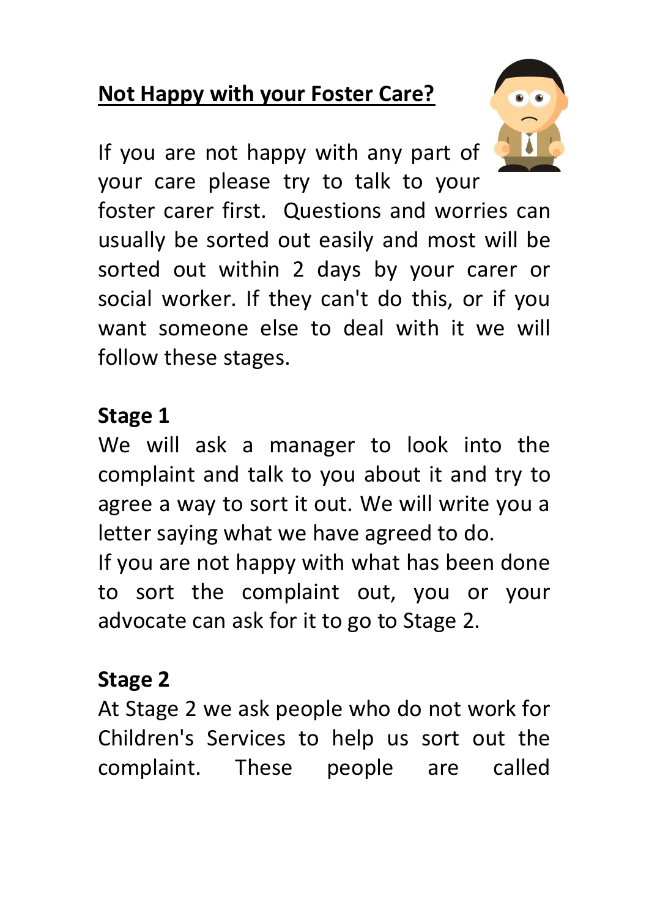## Not Happy with your Foster Care?

If you are not happy with any part of your care please try to talk to your foster carer first. Questions and worries can usually be sorted out easily and most will be sorted out within 2 days by your carer or social worker. If they can't do this, or if you want someone else to deal with it we will follow these stages.

### Stage 1

We will ask a manager to look into the complaint and talk to you about it and try to agree a way to sort it out. We will write you a letter saying what we have agreed to do.
If you are not happy with what has been done to sort the complaint out, you or your advocate can ask for it to go to Stage 2.

### Stage 2

At Stage 2 we ask people who do not work for Children's Services to help us sort out the complaint. These people are called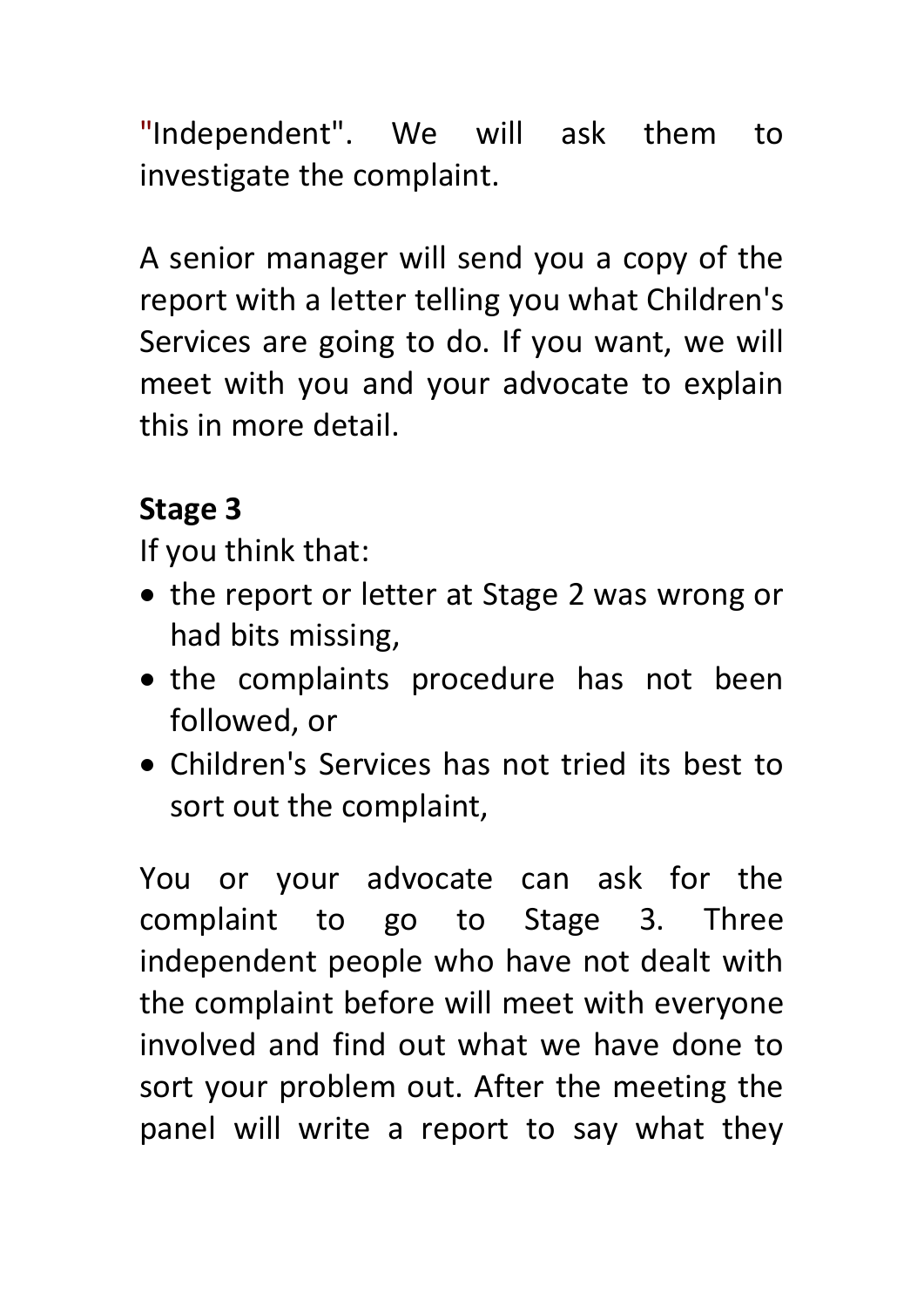"Independent". We will ask them to investigate the complaint.

A senior manager will send you a copy of the report with a letter telling you what Children's Services are going to do. If you want, we will meet with you and your advocate to explain this in more detail.

**Stage 3**

If you think that:

- the report or letter at Stage 2 was wrong or had bits missing,
- the complaints procedure has not been followed, or
- Children's Services has not tried its best to sort out the complaint,

You or your advocate can ask for the complaint to go to Stage 3. Three independent people who have not dealt with the complaint before will meet with everyone involved and find out what we have done to sort your problem out. After the meeting the panel will write a report to say what they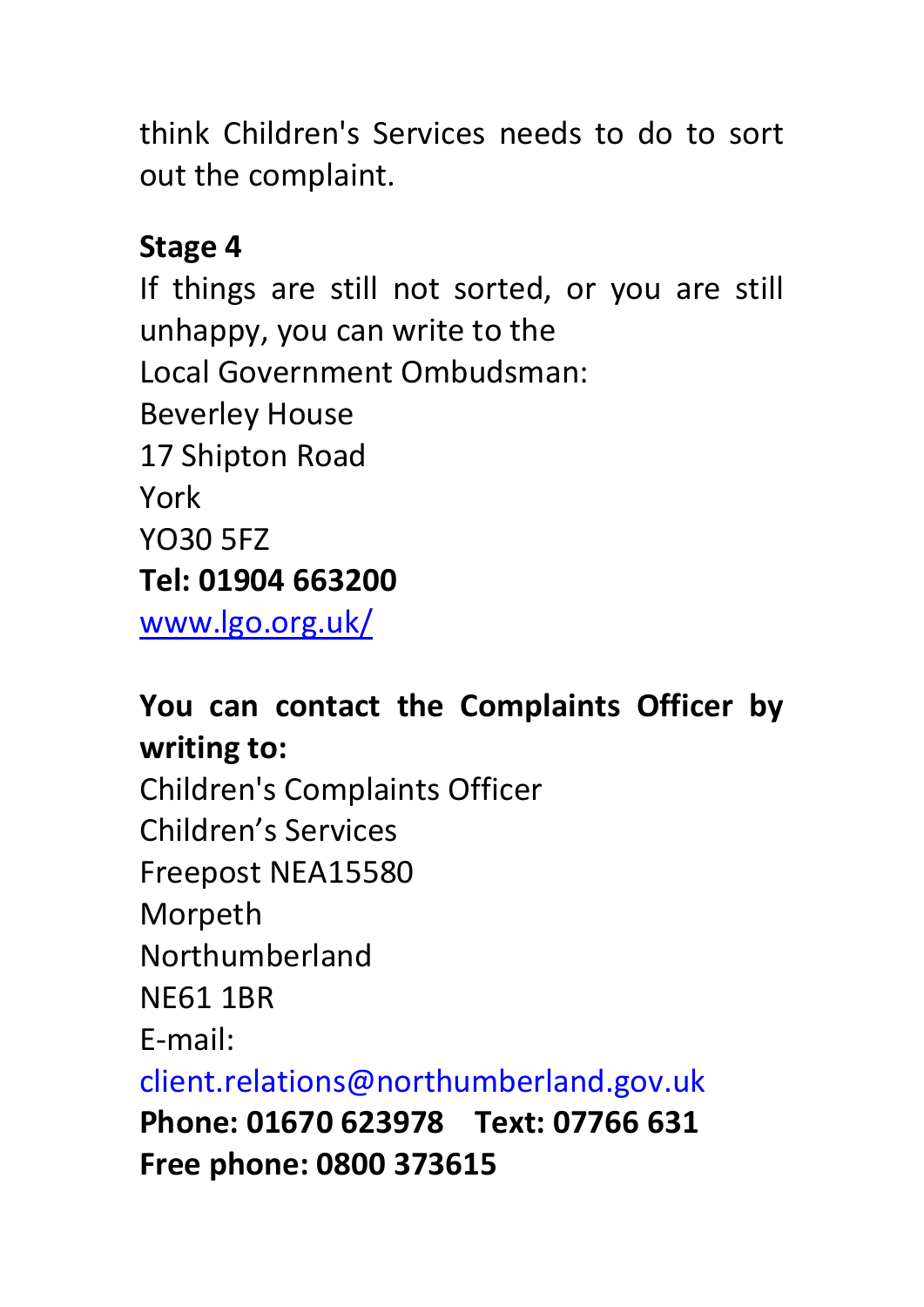think Children's Services needs to do to sort out the complaint.

**Stage 4**

If things are still not sorted, or you are still unhappy, you can write to the
Local Government Ombudsman:
Beverley House
17 Shipton Road
York
YO30 5FZ
**Tel: 01904 663200**
www.lgo.org.uk/

**You can contact the Complaints Officer by writing to:**
Children's Complaints Officer
Children's Services
Freepost NEA15580
Morpeth
Northumberland
NE61 1BR
E-mail:
client.relations@northumberland.gov.uk
**Phone: 01670 623978 Text: 07766 631**
**Free phone: 0800 373615**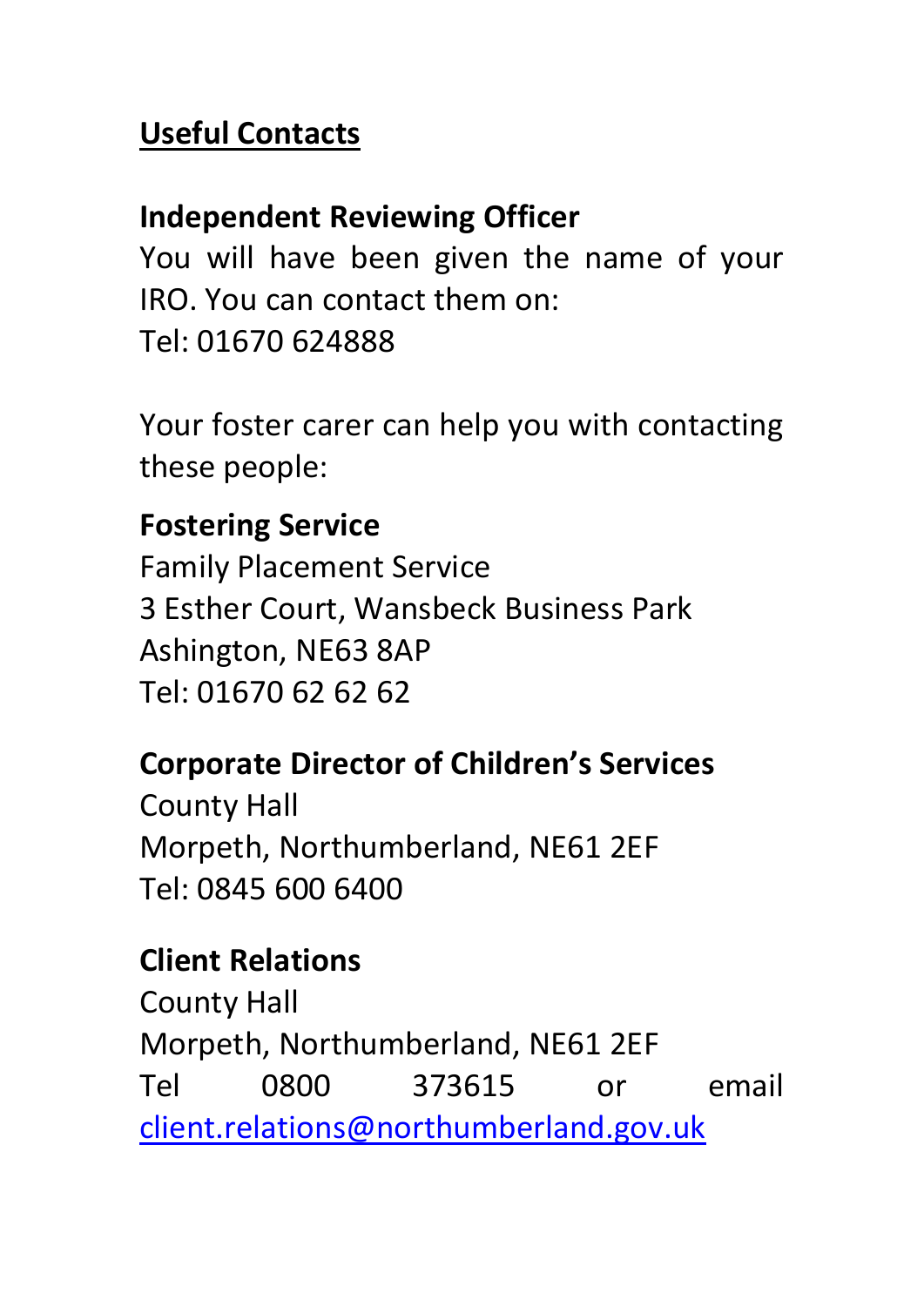## Useful Contacts

### Independent Reviewing Officer

You will have been given the name of your IRO. You can contact them on:
Tel: 01670 624888

Your foster carer can help you with contacting these people:

### Fostering Service

Family Placement Service
3 Esther Court, Wansbeck Business Park
Ashington, NE63 8AP
Tel: 01670 62 62 62

### Corporate Director of Children's Services

County Hall
Morpeth, Northumberland, NE61 2EF
Tel: 0845 600 6400

### Client Relations

County Hall
Morpeth, Northumberland, NE61 2EF
Tel 0800 373615 or email client.relations@northumberland.gov.uk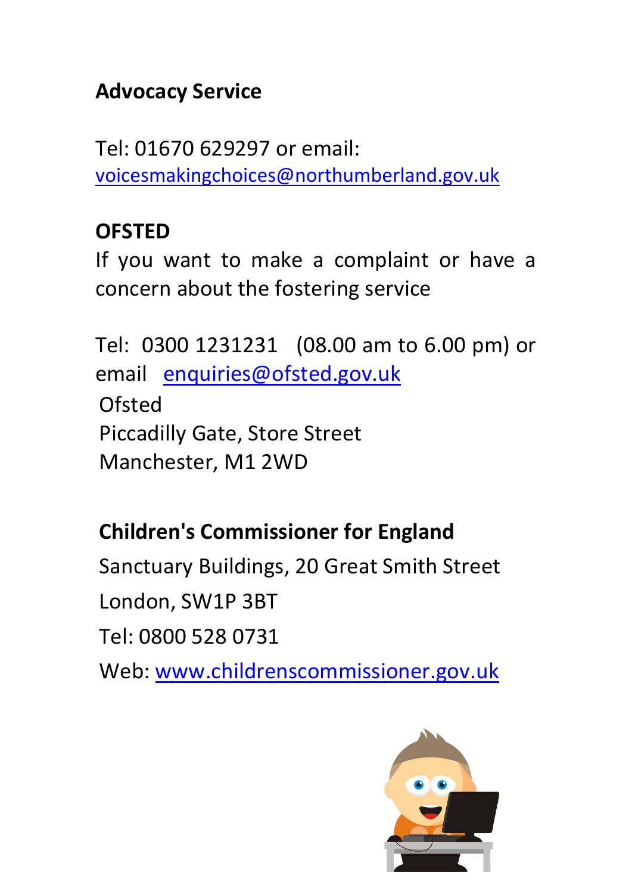## Advocacy Service

Tel: 01670 629297 or email: voicesmakingchoices@northumberland.gov.uk

## OFSTED

If you want to make a complaint or have a concern about the fostering service

Tel: 0300 1231231 (08.00 am to 6.00 pm) or email enquiries@ofsted.gov.uk

Ofsted
Piccadilly Gate, Store Street
Manchester, M1 2WD

## Children's Commissioner for England

Sanctuary Buildings, 20 Great Smith Street

London, SW1P 3BT

Tel: 0800 528 0731

Web: www.childrenscommissioner.gov.uk